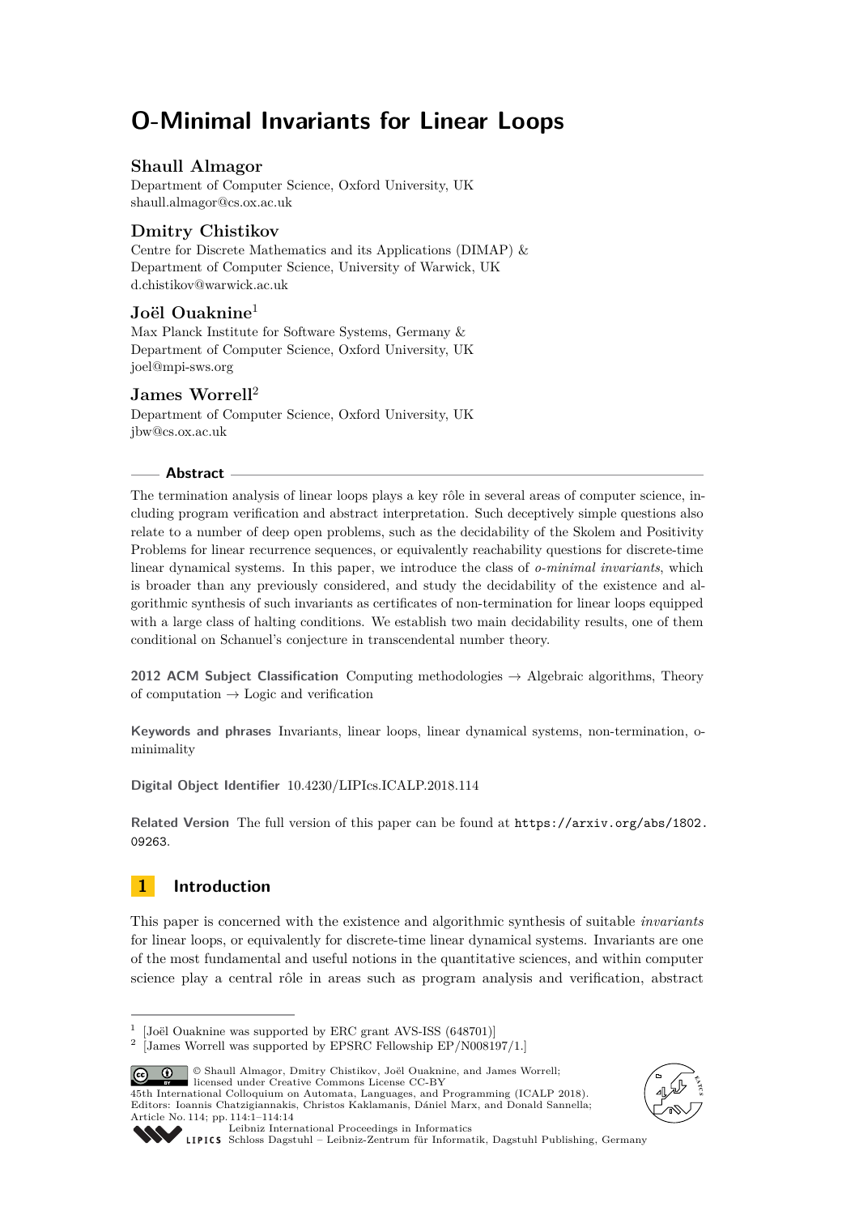# O-Minimal Invariants for Linear Loops

## Shaull Almagor

Department of Computer Science, Oxford University, UK
shaull.almagor@cs.ox.ac.uk

## Dmitry Chistikov

Centre for Discrete Mathematics and its Applications (DIMAP) &
Department of Computer Science, University of Warwick, UK
d.chistikov@warwick.ac.uk

## Joël Ouaknine[1]

Max Planck Institute for Software Systems, Germany &
Department of Computer Science, Oxford University, UK
joel@mpi-sws.org

## James Worrell[2]

Department of Computer Science, Oxford University, UK
jbw@cs.ox.ac.uk

## Abstract

The termination analysis of linear loops plays a key rôle in several areas of computer science, including program verification and abstract interpretation. Such deceptively simple questions also relate to a number of deep open problems, such as the decidability of the Skolem and Positivity Problems for linear recurrence sequences, or equivalently reachability questions for discrete-time linear dynamical systems. In this paper, we introduce the class of *o-minimal invariants*, which is broader than any previously considered, and study the decidability of the existence and algorithmic synthesis of such invariants as certificates of non-termination for linear loops equipped with a large class of halting conditions. We establish two main decidability results, one of them conditional on Schanuel's conjecture in transcendental number theory.

**2012 ACM Subject Classification** Computing methodologies → Algebraic algorithms, Theory of computation → Logic and verification

**Keywords and phrases** Invariants, linear loops, linear dynamical systems, non-termination, o-minimality

**Digital Object Identifier** 10.4230/LIPIcs.ICALP.2018.114

**Related Version** The full version of this paper can be found at https://arxiv.org/abs/1802.09263.

## 1 Introduction

This paper is concerned with the existence and algorithmic synthesis of suitable *invariants* for linear loops, or equivalently for discrete-time linear dynamical systems. Invariants are one of the most fundamental and useful notions in the quantitative sciences, and within computer science play a central rôle in areas such as program analysis and verification, abstract

[1] [Joël Ouaknine was supported by ERC grant AVS-ISS (648701)]
[2] [James Worrell was supported by EPSRC Fellowship EP/N008197/1.]

© Shaull Almagor, Dmitry Chistikov, Joël Ouaknine, and James Worrell;
licensed under Creative Commons License CC-BY
45th International Colloquium on Automata, Languages, and Programming (ICALP 2018).
Editors: Ioannis Chatzigiannakis, Christos Kaklamanis, Dániel Marx, and Donald Sannella;
Article No. 114; pp. 114:1–114:14
Leibniz International Proceedings in Informatics
Schloss Dagstuhl – Leibniz-Zentrum für Informatik, Dagstuhl Publishing, Germany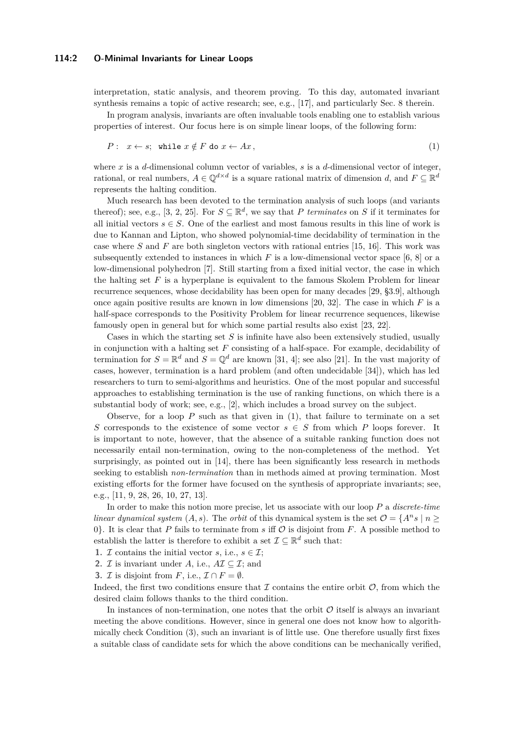interpretation, static analysis, and theorem proving. To this day, automated invariant synthesis remains a topic of active research; see, e.g., [17], and particularly Sec. 8 therein.

In program analysis, invariants are often invaluable tools enabling one to establish various properties of interest. Our focus here is on simple linear loops, of the following form:

$$P: \quad x \leftarrow s; \ \ \texttt{while } x \notin F \texttt{ do } x \leftarrow Ax\,, \tag{1}$$

where $x$ is a $d$-dimensional column vector of variables, $s$ is a $d$-dimensional vector of integer, rational, or real numbers, $A \in \mathbb{Q}^{d\times d}$ is a square rational matrix of dimension $d$, and $F \subseteq \mathbb{R}^d$ represents the halting condition.

Much research has been devoted to the termination analysis of such loops (and variants thereof); see, e.g., [3, 2, 25]. For $S \subseteq \mathbb{R}^d$, we say that $P$ *terminates* on $S$ if it terminates for all initial vectors $s \in S$. One of the earliest and most famous results in this line of work is due to Kannan and Lipton, who showed polynomial-time decidability of termination in the case where $S$ and $F$ are both singleton vectors with rational entries [15, 16]. This work was subsequently extended to instances in which $F$ is a low-dimensional vector space [6, 8] or a low-dimensional polyhedron [7]. Still starting from a fixed initial vector, the case in which the halting set $F$ is a hyperplane is equivalent to the famous Skolem Problem for linear recurrence sequences, whose decidability has been open for many decades [29, §3.9], although once again positive results are known in low dimensions [20, 32]. The case in which $F$ is a half-space corresponds to the Positivity Problem for linear recurrence sequences, likewise famously open in general but for which some partial results also exist [23, 22].

Cases in which the starting set $S$ is infinite have also been extensively studied, usually in conjunction with a halting set $F$ consisting of a half-space. For example, decidability of termination for $S = \mathbb{R}^d$ and $S = \mathbb{Q}^d$ are known [31, 4]; see also [21]. In the vast majority of cases, however, termination is a hard problem (and often undecidable [34]), which has led researchers to turn to semi-algorithms and heuristics. One of the most popular and successful approaches to establishing termination is the use of ranking functions, on which there is a substantial body of work; see, e.g., [2], which includes a broad survey on the subject.

Observe, for a loop $P$ such as that given in (1), that failure to terminate on a set $S$ corresponds to the existence of some vector $s \in S$ from which $P$ loops forever. It is important to note, however, that the absence of a suitable ranking function does not necessarily entail non-termination, owing to the non-completeness of the method. Yet surprisingly, as pointed out in [14], there has been significantly less research in methods seeking to establish *non-termination* than in methods aimed at proving termination. Most existing efforts for the former have focused on the synthesis of appropriate invariants; see, e.g., [11, 9, 28, 26, 10, 27, 13].

In order to make this notion more precise, let us associate with our loop $P$ a *discrete-time linear dynamical system* $(A, s)$. The *orbit* of this dynamical system is the set $\mathcal{O} = \{A^n s \mid n \geq 0\}$. It is clear that $P$ fails to terminate from $s$ iff $\mathcal{O}$ is disjoint from $F$. A possible method to establish the latter is therefore to exhibit a set $\mathcal{I} \subseteq \mathbb{R}^d$ such that:

1. $\mathcal{I}$ contains the initial vector $s$, i.e., $s \in \mathcal{I}$;
2. $\mathcal{I}$ is invariant under $A$, i.e., $A\mathcal{I} \subseteq \mathcal{I}$; and
3. $\mathcal{I}$ is disjoint from $F$, i.e., $\mathcal{I} \cap F = \emptyset$.

Indeed, the first two conditions ensure that $\mathcal{I}$ contains the entire orbit $\mathcal{O}$, from which the desired claim follows thanks to the third condition.

In instances of non-termination, one notes that the orbit $\mathcal{O}$ itself is always an invariant meeting the above conditions. However, since in general one does not know how to algorithmically check Condition (3), such an invariant is of little use. One therefore usually first fixes a suitable class of candidate sets for which the above conditions can be mechanically verified,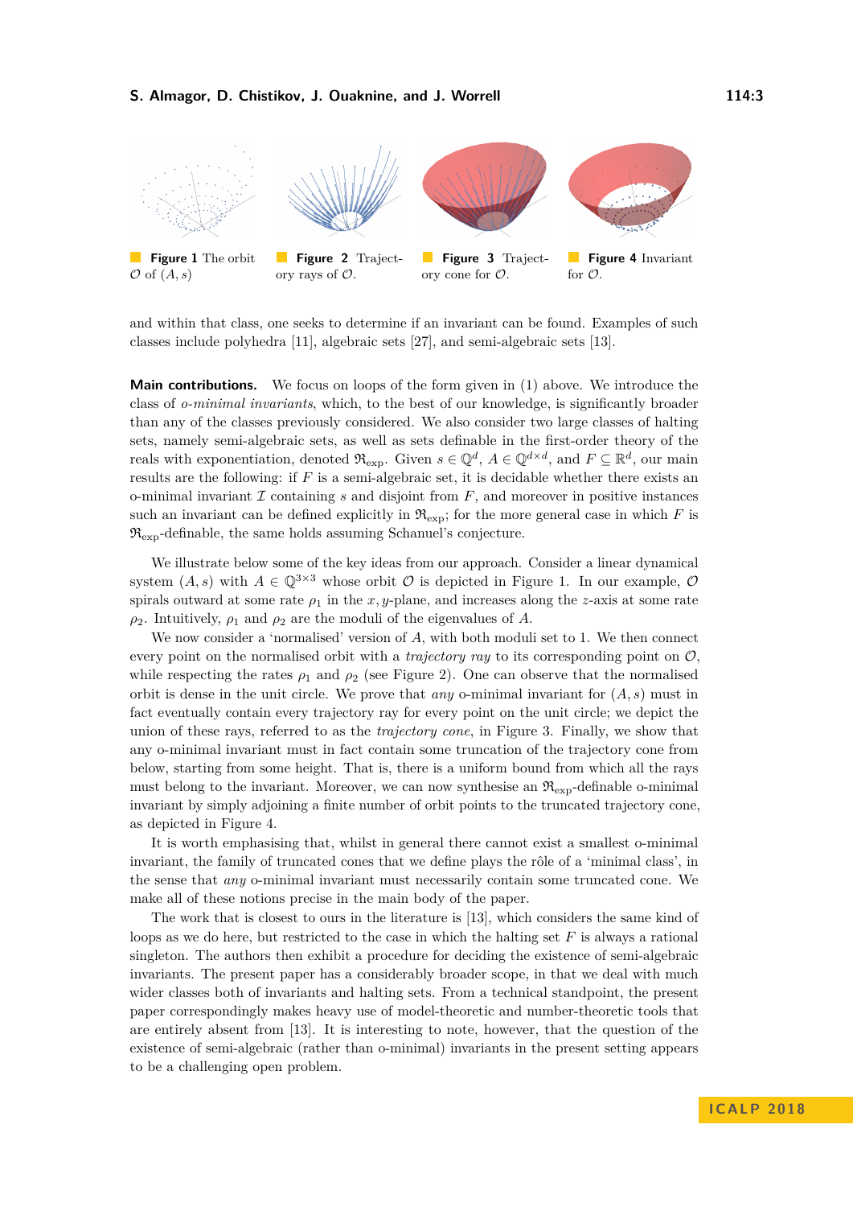**Figure 1** The orbit $\mathcal{O}$ of $(A, s)$

**Figure 2** Trajectory rays of $\mathcal{O}$.

**Figure 3** Trajectory cone for $\mathcal{O}$.

**Figure 4** Invariant for $\mathcal{O}$.

and within that class, one seeks to determine if an invariant can be found. Examples of such classes include polyhedra [11], algebraic sets [27], and semi-algebraic sets [13].

**Main contributions.** We focus on loops of the form given in (1) above. We introduce the class of *o-minimal invariants*, which, to the best of our knowledge, is significantly broader than any of the classes previously considered. We also consider two large classes of halting sets, namely semi-algebraic sets, as well as sets definable in the first-order theory of the reals with exponentiation, denoted $\mathfrak{R}_{\exp}$. Given $s \in \mathbb{Q}^d$, $A \in \mathbb{Q}^{d\times d}$, and $F \subseteq \mathbb{R}^d$, our main results are the following: if $F$ is a semi-algebraic set, it is decidable whether there exists an o-minimal invariant $\mathcal{I}$ containing $s$ and disjoint from $F$, and moreover in positive instances such an invariant can be defined explicitly in $\mathfrak{R}_{\exp}$; for the more general case in which $F$ is $\mathfrak{R}_{\exp}$-definable, the same holds assuming Schanuel's conjecture.

We illustrate below some of the key ideas from our approach. Consider a linear dynamical system $(A, s)$ with $A \in \mathbb{Q}^{3\times 3}$ whose orbit $\mathcal{O}$ is depicted in Figure 1. In our example, $\mathcal{O}$ spirals outward at some rate $\rho_1$ in the $x, y$-plane, and increases along the $z$-axis at some rate $\rho_2$. Intuitively, $\rho_1$ and $\rho_2$ are the moduli of the eigenvalues of $A$.

We now consider a 'normalised' version of $A$, with both moduli set to 1. We then connect every point on the normalised orbit with a *trajectory ray* to its corresponding point on $\mathcal{O}$, while respecting the rates $\rho_1$ and $\rho_2$ (see Figure 2). One can observe that the normalised orbit is dense in the unit circle. We prove that *any* o-minimal invariant for $(A, s)$ must in fact eventually contain every trajectory ray for every point on the unit circle; we depict the union of these rays, referred to as the *trajectory cone*, in Figure 3. Finally, we show that any o-minimal invariant must in fact contain some truncation of the trajectory cone from below, starting from some height. That is, there is a uniform bound from which all the rays must belong to the invariant. Moreover, we can now synthesise an $\mathfrak{R}_{\exp}$-definable o-minimal invariant by simply adjoining a finite number of orbit points to the truncated trajectory cone, as depicted in Figure 4.

It is worth emphasising that, whilst in general there cannot exist a smallest o-minimal invariant, the family of truncated cones that we define plays the rôle of a 'minimal class', in the sense that *any* o-minimal invariant must necessarily contain some truncated cone. We make all of these notions precise in the main body of the paper.

The work that is closest to ours in the literature is [13], which considers the same kind of loops as we do here, but restricted to the case in which the halting set $F$ is always a rational singleton. The authors then exhibit a procedure for deciding the existence of semi-algebraic invariants. The present paper has a considerably broader scope, in that we deal with much wider classes both of invariants and halting sets. From a technical standpoint, the present paper correspondingly makes heavy use of model-theoretic and number-theoretic tools that are entirely absent from [13]. It is interesting to note, however, that the question of the existence of semi-algebraic (rather than o-minimal) invariants in the present setting appears to be a challenging open problem.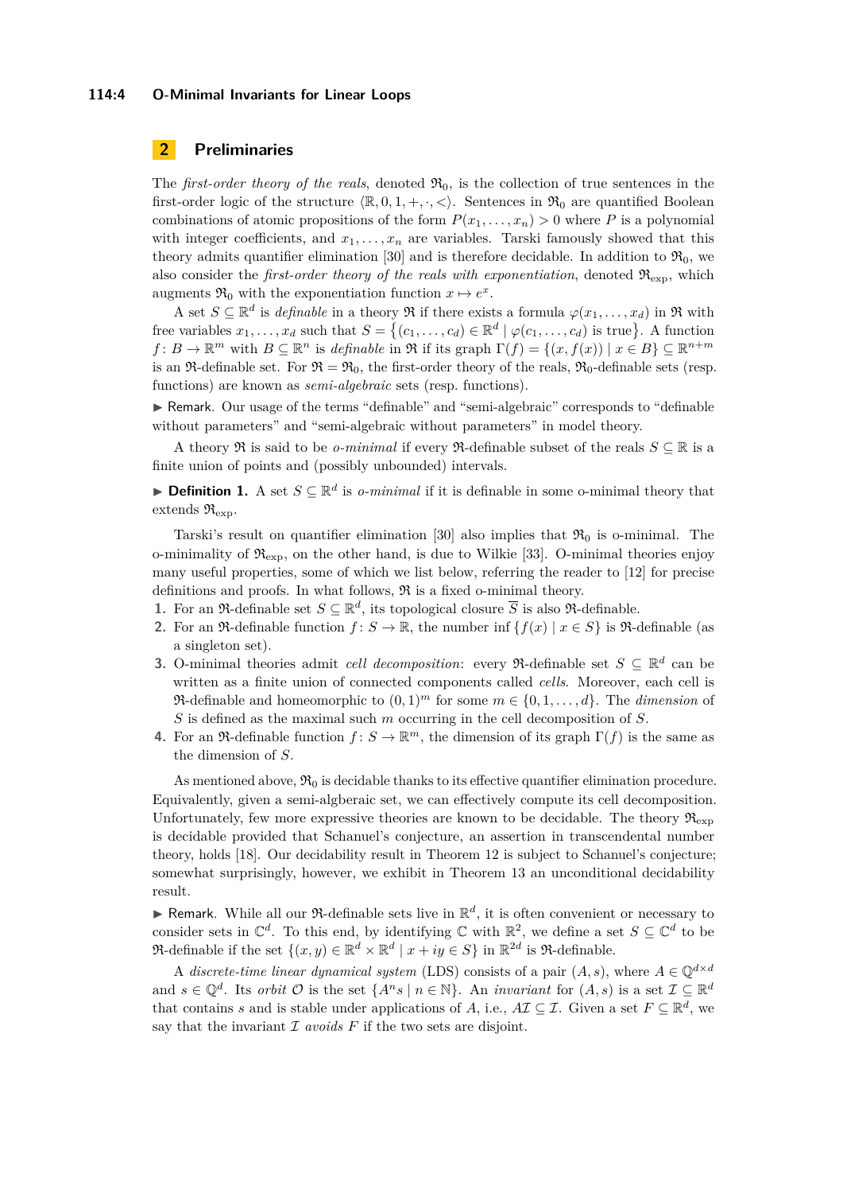## 2 Preliminaries

The *first-order theory of the reals*, denoted $\mathfrak{R}_0$, is the collection of true sentences in the first-order logic of the structure $\langle \mathbb{R}, 0, 1, +, \cdot, < \rangle$. Sentences in $\mathfrak{R}_0$ are quantified Boolean combinations of atomic propositions of the form $P(x_1, \ldots, x_n) > 0$ where $P$ is a polynomial with integer coefficients, and $x_1, \ldots, x_n$ are variables. Tarski famously showed that this theory admits quantifier elimination [30] and is therefore decidable. In addition to $\mathfrak{R}_0$, we also consider the *first-order theory of the reals with exponentiation*, denoted $\mathfrak{R}_{\exp}$, which augments $\mathfrak{R}_0$ with the exponentiation function $x \mapsto e^x$.

A set $S \subseteq \mathbb{R}^d$ is *definable* in a theory $\mathfrak{R}$ if there exists a formula $\varphi(x_1, \ldots, x_d)$ in $\mathfrak{R}$ with free variables $x_1, \ldots, x_d$ such that $S = \{(c_1, \ldots, c_d) \in \mathbb{R}^d \mid \varphi(c_1, \ldots, c_d) \text{ is true}\}$. A function $f \colon B \to \mathbb{R}^m$ with $B \subseteq \mathbb{R}^n$ is *definable* in $\mathfrak{R}$ if its graph $\Gamma(f) = \{(x, f(x)) \mid x \in B\} \subseteq \mathbb{R}^{n+m}$ is an $\mathfrak{R}$-definable set. For $\mathfrak{R} = \mathfrak{R}_0$, the first-order theory of the reals, $\mathfrak{R}_0$-definable sets (resp. functions) are known as *semi-algebraic* sets (resp. functions).

▶ Remark. Our usage of the terms "definable" and "semi-algebraic" corresponds to "definable without parameters" and "semi-algebraic without parameters" in model theory.

A theory $\mathfrak{R}$ is said to be *o-minimal* if every $\mathfrak{R}$-definable subset of the reals $S \subseteq \mathbb{R}$ is a finite union of points and (possibly unbounded) intervals.

▶ **Definition 1.** A set $S \subseteq \mathbb{R}^d$ is *o-minimal* if it is definable in some o-minimal theory that extends $\mathfrak{R}_{\exp}$.

Tarski's result on quantifier elimination [30] also implies that $\mathfrak{R}_0$ is o-minimal. The o-minimality of $\mathfrak{R}_{\exp}$, on the other hand, is due to Wilkie [33]. O-minimal theories enjoy many useful properties, some of which we list below, referring the reader to [12] for precise definitions and proofs. In what follows, $\mathfrak{R}$ is a fixed o-minimal theory.

1. For an $\mathfrak{R}$-definable set $S \subseteq \mathbb{R}^d$, its topological closure $\overline{S}$ is also $\mathfrak{R}$-definable.
2. For an $\mathfrak{R}$-definable function $f \colon S \to \mathbb{R}$, the number $\inf\{f(x) \mid x \in S\}$ is $\mathfrak{R}$-definable (as a singleton set).
3. O-minimal theories admit *cell decomposition*: every $\mathfrak{R}$-definable set $S \subseteq \mathbb{R}^d$ can be written as a finite union of connected components called *cells*. Moreover, each cell is $\mathfrak{R}$-definable and homeomorphic to $(0, 1)^m$ for some $m \in \{0, 1, \ldots, d\}$. The *dimension* of $S$ is defined as the maximal such $m$ occurring in the cell decomposition of $S$.
4. For an $\mathfrak{R}$-definable function $f \colon S \to \mathbb{R}^m$, the dimension of its graph $\Gamma(f)$ is the same as the dimension of $S$.

As mentioned above, $\mathfrak{R}_0$ is decidable thanks to its effective quantifier elimination procedure. Equivalently, given a semi-algberaic set, we can effectively compute its cell decomposition. Unfortunately, few more expressive theories are known to be decidable. The theory $\mathfrak{R}_{\exp}$ is decidable provided that Schanuel's conjecture, an assertion in transcendental number theory, holds [18]. Our decidability result in Theorem 12 is subject to Schanuel's conjecture; somewhat surprisingly, however, we exhibit in Theorem 13 an unconditional decidability result.

▶ Remark. While all our $\mathfrak{R}$-definable sets live in $\mathbb{R}^d$, it is often convenient or necessary to consider sets in $\mathbb{C}^d$. To this end, by identifying $\mathbb{C}$ with $\mathbb{R}^2$, we define a set $S \subseteq \mathbb{C}^d$ to be $\mathfrak{R}$-definable if the set $\{(x, y) \in \mathbb{R}^d \times \mathbb{R}^d \mid x + iy \in S\}$ in $\mathbb{R}^{2d}$ is $\mathfrak{R}$-definable.

A *discrete-time linear dynamical system* (LDS) consists of a pair $(A, s)$, where $A \in \mathbb{Q}^{d \times d}$ and $s \in \mathbb{Q}^d$. Its *orbit* $\mathcal{O}$ is the set $\{A^n s \mid n \in \mathbb{N}\}$. An *invariant* for $(A, s)$ is a set $\mathcal{I} \subseteq \mathbb{R}^d$ that contains $s$ and is stable under applications of $A$, i.e., $A\mathcal{I} \subseteq \mathcal{I}$. Given a set $F \subseteq \mathbb{R}^d$, we say that the invariant $\mathcal{I}$ *avoids* $F$ if the two sets are disjoint.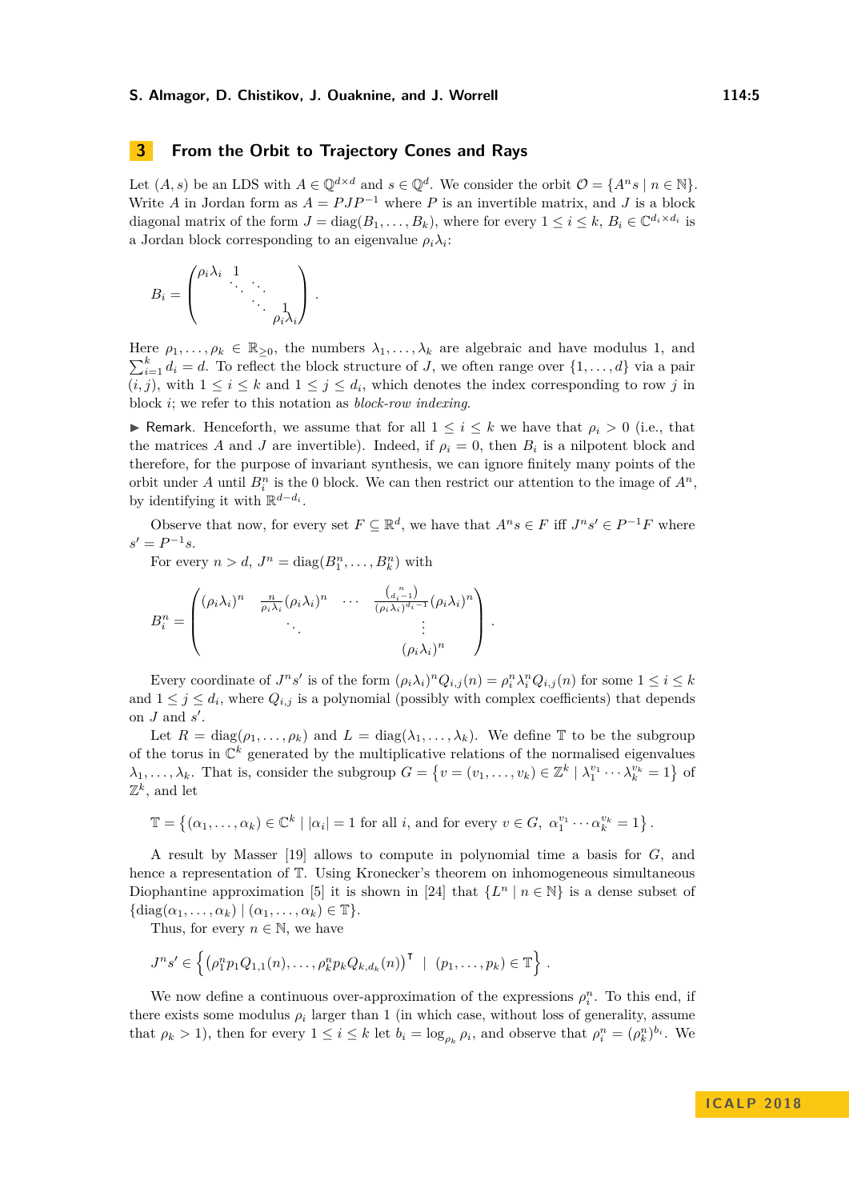## 3 From the Orbit to Trajectory Cones and Rays

Let $(A, s)$ be an LDS with $A \in \mathbb{Q}^{d\times d}$ and $s \in \mathbb{Q}^d$. We consider the orbit $\mathcal{O} = \{A^n s \mid n \in \mathbb{N}\}$. Write $A$ in Jordan form as $A = PJP^{-1}$ where $P$ is an invertible matrix, and $J$ is a block diagonal matrix of the form $J = \mathrm{diag}(B_1, \ldots, B_k)$, where for every $1 \le i \le k$, $B_i \in \mathbb{C}^{d_i \times d_i}$ is a Jordan block corresponding to an eigenvalue $\rho_i\lambda_i$:

$$B_i = \begin{pmatrix} \rho_i\lambda_i & 1 & & \\ & \ddots & \ddots & \\ & & \ddots & 1 \\ & & & \rho_i\lambda_i \end{pmatrix}.$$

Here $\rho_1, \ldots, \rho_k \in \mathbb{R}_{\ge 0}$, the numbers $\lambda_1, \ldots, \lambda_k$ are algebraic and have modulus 1, and $\sum_{i=1}^k d_i = d$. To reflect the block structure of $J$, we often range over $\{1, \ldots, d\}$ via a pair $(i, j)$, with $1 \le i \le k$ and $1 \le j \le d_i$, which denotes the index corresponding to row $j$ in block $i$; we refer to this notation as *block-row indexing*.

▶ Remark. Henceforth, we assume that for all $1 \le i \le k$ we have that $\rho_i > 0$ (i.e., that the matrices $A$ and $J$ are invertible). Indeed, if $\rho_i = 0$, then $B_i$ is a nilpotent block and therefore, for the purpose of invariant synthesis, we can ignore finitely many points of the orbit under $A$ until $B_i^n$ is the 0 block. We can then restrict our attention to the image of $A^n$, by identifying it with $\mathbb{R}^{d-d_i}$.

Observe that now, for every set $F \subseteq \mathbb{R}^d$, we have that $A^n s \in F$ iff $J^n s' \in P^{-1}F$ where $s' = P^{-1}s$.

For every $n > d$, $J^n = \mathrm{diag}(B_1^n, \ldots, B_k^n)$ with

$$B_i^n = \begin{pmatrix} (\rho_i\lambda_i)^n & \frac{n}{\rho_i\lambda_i}(\rho_i\lambda_i)^n & \cdots & \frac{\binom{n}{d_i-1}}{(\rho_i\lambda_i)^{d_i-1}}(\rho_i\lambda_i)^n \\ & \ddots & & \vdots \\ & & & (\rho_i\lambda_i)^n \end{pmatrix}.$$

Every coordinate of $J^n s'$ is of the form $(\rho_i\lambda_i)^n Q_{i,j}(n) = \rho_i^n \lambda_i^n Q_{i,j}(n)$ for some $1 \le i \le k$ and $1 \le j \le d_i$, where $Q_{i,j}$ is a polynomial (possibly with complex coefficients) that depends on $J$ and $s'$.

Let $R = \mathrm{diag}(\rho_1, \ldots, \rho_k)$ and $L = \mathrm{diag}(\lambda_1, \ldots, \lambda_k)$. We define $\mathbb{T}$ to be the subgroup of the torus in $\mathbb{C}^k$ generated by the multiplicative relations of the normalised eigenvalues $\lambda_1, \ldots, \lambda_k$. That is, consider the subgroup $G = \{v = (v_1, \ldots, v_k) \in \mathbb{Z}^k \mid \lambda_1^{v_1} \cdots \lambda_k^{v_k} = 1\}$ of $\mathbb{Z}^k$, and let

$$\mathbb{T} = \left\{(\alpha_1, \ldots, \alpha_k) \in \mathbb{C}^k \mid |\alpha_i| = 1 \text{ for all } i, \text{ and for every } v \in G,\ \alpha_1^{v_1} \cdots \alpha_k^{v_k} = 1\right\}.$$

A result by Masser [19] allows to compute in polynomial time a basis for $G$, and hence a representation of $\mathbb{T}$. Using Kronecker's theorem on inhomogeneous simultaneous Diophantine approximation [5] it is shown in [24] that $\{L^n \mid n \in \mathbb{N}\}$ is a dense subset of $\{\mathrm{diag}(\alpha_1, \ldots, \alpha_k) \mid (\alpha_1, \ldots, \alpha_k) \in \mathbb{T}\}$.

Thus, for every $n \in \mathbb{N}$, we have

$$J^n s' \in \left\{ \left(\rho_1^n p_1 Q_{1,1}(n), \ldots, \rho_k^n p_k Q_{k,d_k}(n)\right)^{\intercal} \ \mid\ (p_1, \ldots, p_k) \in \mathbb{T} \right\}.$$

We now define a continuous over-approximation of the expressions $\rho_i^n$. To this end, if there exists some modulus $\rho_i$ larger than 1 (in which case, without loss of generality, assume that $\rho_k > 1$), then for every $1 \le i \le k$ let $b_i = \log_{\rho_k} \rho_i$, and observe that $\rho_i^n = (\rho_k^n)^{b_i}$. We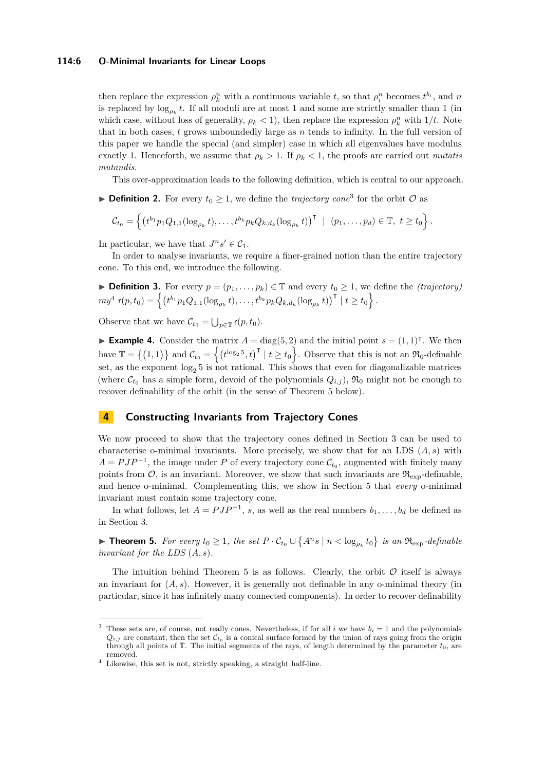then replace the expression $\rho_k^n$ with a continuous variable $t$, so that $\rho_i^n$ becomes $t^{b_i}$, and $n$ is replaced by $\log_{\rho_k} t$. If all moduli are at most 1 and some are strictly smaller than 1 (in which case, without loss of generality, $\rho_k < 1$), then replace the expression $\rho_k^n$ with $1/t$. Note that in both cases, $t$ grows unboundedly large as $n$ tends to infinity. In the full version of this paper we handle the special (and simpler) case in which all eigenvalues have modulus exactly 1. Henceforth, we assume that $\rho_k > 1$. If $\rho_k < 1$, the proofs are carried out *mutatis mutandis*.

This over-approximation leads to the following definition, which is central to our approach.

▶ **Definition 2.** For every $t_0 \geq 1$, we define the *trajectory cone*[3] for the orbit $\mathcal{O}$ as

$$\mathcal{C}_{t_0} = \left\{ \left( t^{b_1} p_1 Q_{1,1}(\log_{\rho_k} t), \ldots, t^{b_k} p_k Q_{k,d_k}(\log_{\rho_k} t) \right)^\intercal \;\mid\; (p_1, \ldots, p_d) \in \mathbb{T},\; t \geq t_0 \right\}.$$

In particular, we have that $J^n s' \in \mathcal{C}_1$.

In order to analyse invariants, we require a finer-grained notion than the entire trajectory cone. To this end, we introduce the following.

▶ **Definition 3.** For every $p = (p_1, \ldots, p_k) \in \mathbb{T}$ and every $t_0 \geq 1$, we define the *(trajectory) ray*[4] $\mathsf{r}(p, t_0) = \left\{ \left( t^{b_1} p_1 Q_{1,1}(\log_{\rho_k} t), \ldots, t^{b_k} p_k Q_{k,d_k}(\log_{\rho_k} t) \right)^\intercal \mid t \geq t_0 \right\}$.

Observe that we have $\mathcal{C}_{t_0} = \bigcup_{p \in \mathbb{T}} \mathsf{r}(p, t_0)$.

▶ **Example 4.** Consider the matrix $A = \mathrm{diag}(5, 2)$ and the initial point $s = (1, 1)^\intercal$. We then have $\mathbb{T} = \left\{ (1, 1) \right\}$ and $\mathcal{C}_{t_0} = \left\{ \left( t^{\log_2 5}, t \right)^\intercal \mid t \geq t_0 \right\}$. Observe that this is not an $\mathfrak{R}_0$-definable set, as the exponent $\log_2 5$ is not rational. This shows that even for diagonalizable matrices (where $\mathcal{C}_{t_0}$ has a simple form, devoid of the polynomials $Q_{i,j}$), $\mathfrak{R}_0$ might not be enough to recover definability of the orbit (in the sense of Theorem 5 below).

## 4 Constructing Invariants from Trajectory Cones

We now proceed to show that the trajectory cones defined in Section 3 can be used to characterise o-minimal invariants. More precisely, we show that for an LDS $(A, s)$ with $A = PJP^{-1}$, the image under $P$ of every trajectory cone $\mathcal{C}_{t_0}$, augmented with finitely many points from $\mathcal{O}$, is an invariant. Moreover, we show that such invariants are $\mathfrak{R}_{\exp}$-definable, and hence o-minimal. Complementing this, we show in Section 5 that *every* o-minimal invariant must contain some trajectory cone.

In what follows, let $A = PJP^{-1}$, $s$, as well as the real numbers $b_1, \ldots, b_d$ be defined as in Section 3.

▶ **Theorem 5.** *For every $t_0 \geq 1$, the set $P \cdot \mathcal{C}_{t_0} \cup \left\{ A^n s \mid n < \log_{\rho_k} t_0 \right\}$ is an $\mathfrak{R}_{\exp}$-definable invariant for the LDS $(A, s)$.*

The intuition behind Theorem 5 is as follows. Clearly, the orbit $\mathcal{O}$ itself is always an invariant for $(A, s)$. However, it is generally not definable in any o-minimal theory (in particular, since it has infinitely many connected components). In order to recover definability

---

[3] These sets are, of course, not really cones. Nevertheless, if for all $i$ we have $b_i = 1$ and the polynomials $Q_{i,j}$ are constant, then the set $\mathcal{C}_{t_0}$ is a conical surface formed by the union of rays going from the origin through all points of $\mathbb{T}$. The initial segments of the rays, of length determined by the parameter $t_0$, are removed.

[4] Likewise, this set is not, strictly speaking, a straight half-line.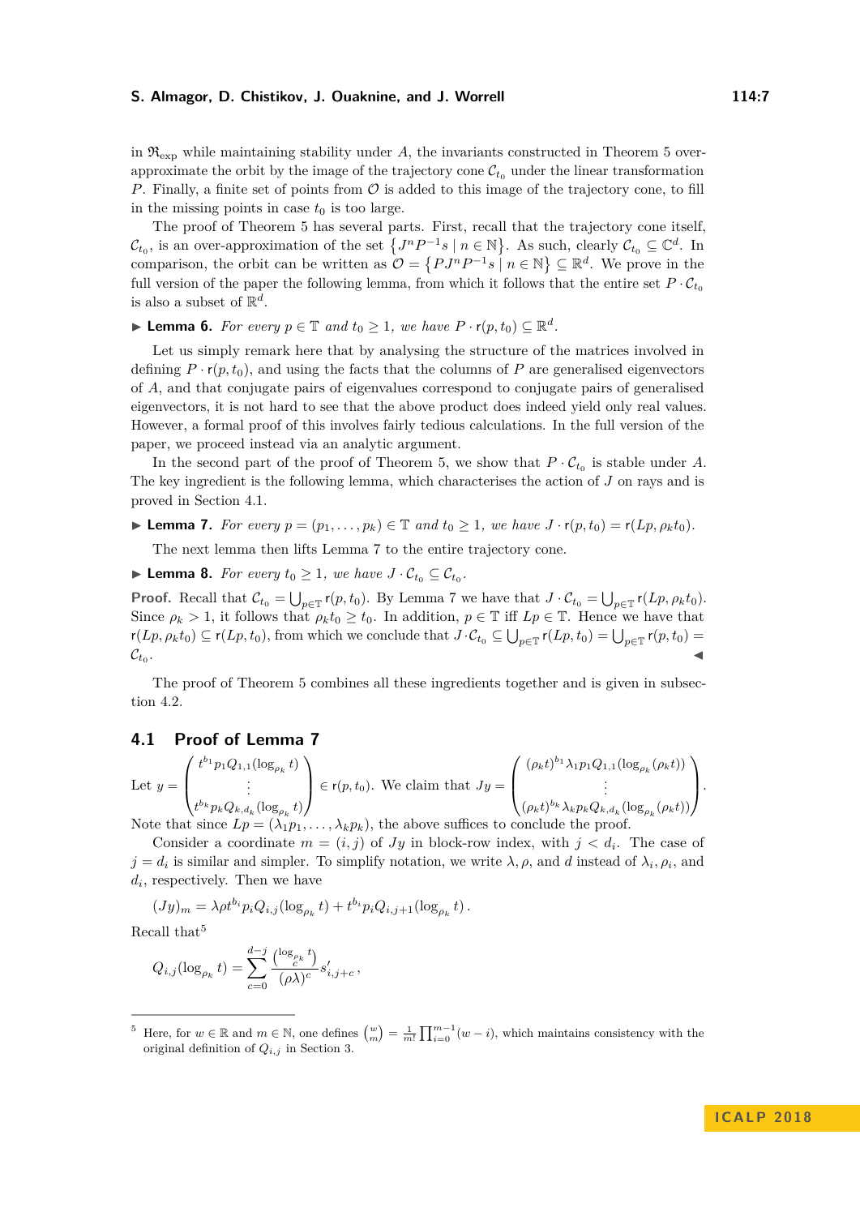in $\mathfrak{R}_{\exp}$ while maintaining stability under $A$, the invariants constructed in Theorem 5 over-approximate the orbit by the image of the trajectory cone $\mathcal{C}_{t_0}$ under the linear transformation $P$. Finally, a finite set of points from $\mathcal{O}$ is added to this image of the trajectory cone, to fill in the missing points in case $t_0$ is too large.

The proof of Theorem 5 has several parts. First, recall that the trajectory cone itself, $\mathcal{C}_{t_0}$, is an over-approximation of the set $\left\{J^n P^{-1} s \mid n \in \mathbb{N}\right\}$. As such, clearly $\mathcal{C}_{t_0} \subseteq \mathbb{C}^d$. In comparison, the orbit can be written as $\mathcal{O} = \left\{PJ^n P^{-1} s \mid n \in \mathbb{N}\right\} \subseteq \mathbb{R}^d$. We prove in the full version of the paper the following lemma, from which it follows that the entire set $P \cdot \mathcal{C}_{t_0}$ is also a subset of $\mathbb{R}^d$.

▶ **Lemma 6.** *For every $p \in \mathbb{T}$ and $t_0 \geq 1$, we have $P \cdot \mathsf{r}(p, t_0) \subseteq \mathbb{R}^d$.*

Let us simply remark here that by analysing the structure of the matrices involved in defining $P \cdot \mathsf{r}(p, t_0)$, and using the facts that the columns of $P$ are generalised eigenvectors of $A$, and that conjugate pairs of eigenvalues correspond to conjugate pairs of generalised eigenvectors, it is not hard to see that the above product does indeed yield only real values. However, a formal proof of this involves fairly tedious calculations. In the full version of the paper, we proceed instead via an analytic argument.

In the second part of the proof of Theorem 5, we show that $P \cdot \mathcal{C}_{t_0}$ is stable under $A$. The key ingredient is the following lemma, which characterises the action of $J$ on rays and is proved in Section 4.1.

▶ **Lemma 7.** *For every $p = (p_1, \ldots, p_k) \in \mathbb{T}$ and $t_0 \geq 1$, we have $J \cdot \mathsf{r}(p, t_0) = \mathsf{r}(Lp, \rho_k t_0)$.*

The next lemma then lifts Lemma 7 to the entire trajectory cone.

▶ **Lemma 8.** *For every $t_0 \geq 1$, we have $J \cdot \mathcal{C}_{t_0} \subseteq \mathcal{C}_{t_0}$.*

**Proof.** Recall that $\mathcal{C}_{t_0} = \bigcup_{p \in \mathbb{T}} \mathsf{r}(p, t_0)$. By Lemma 7 we have that $J \cdot \mathcal{C}_{t_0} = \bigcup_{p \in \mathbb{T}} \mathsf{r}(Lp, \rho_k t_0)$. Since $\rho_k > 1$, it follows that $\rho_k t_0 \geq t_0$. In addition, $p \in \mathbb{T}$ iff $Lp \in \mathbb{T}$. Hence we have that $\mathsf{r}(Lp, \rho_k t_0) \subseteq \mathsf{r}(Lp, t_0)$, from which we conclude that $J \cdot \mathcal{C}_{t_0} \subseteq \bigcup_{p \in \mathbb{T}} \mathsf{r}(Lp, t_0) = \bigcup_{p \in \mathbb{T}} \mathsf{r}(p, t_0) = \mathcal{C}_{t_0}$. ◀

The proof of Theorem 5 combines all these ingredients together and is given in subsection 4.2.

## 4.1 Proof of Lemma 7

Let $y = \begin{pmatrix} t^{b_1} p_1 Q_{1,1}(\log_{\rho_k} t) \\ \vdots \\ t^{b_k} p_k Q_{k,d_k}(\log_{\rho_k} t) \end{pmatrix} \in \mathsf{r}(p, t_0)$. We claim that $Jy = \begin{pmatrix} (\rho_k t)^{b_1} \lambda_1 p_1 Q_{1,1}(\log_{\rho_k}(\rho_k t)) \\ \vdots \\ (\rho_k t)^{b_k} \lambda_k p_k Q_{k,d_k}(\log_{\rho_k}(\rho_k t)) \end{pmatrix}$. Note that since $Lp = (\lambda_1 p_1, \ldots, \lambda_k p_k)$, the above suffices to conclude the proof.

Consider a coordinate $m = (i, j)$ of $Jy$ in block-row index, with $j < d_i$. The case of $j = d_i$ is similar and simpler. To simplify notation, we write $\lambda, \rho$, and $d$ instead of $\lambda_i, \rho_i$, and $d_i$, respectively. Then we have

$$(Jy)_m = \lambda \rho t^{b_i} p_i Q_{i,j}(\log_{\rho_k} t) + t^{b_i} p_i Q_{i,j+1}(\log_{\rho_k} t)\,.$$

Recall that[5]

$$Q_{i,j}(\log_{\rho_k} t) = \sum_{c=0}^{d-j} \frac{\binom{\log_{\rho_k} t}{c}}{(\rho\lambda)^c} s'_{i,j+c}\,,$$

[5] Here, for $w \in \mathbb{R}$ and $m \in \mathbb{N}$, one defines $\binom{w}{m} = \frac{1}{m!} \prod_{i=0}^{m-1}(w - i)$, which maintains consistency with the original definition of $Q_{i,j}$ in Section 3.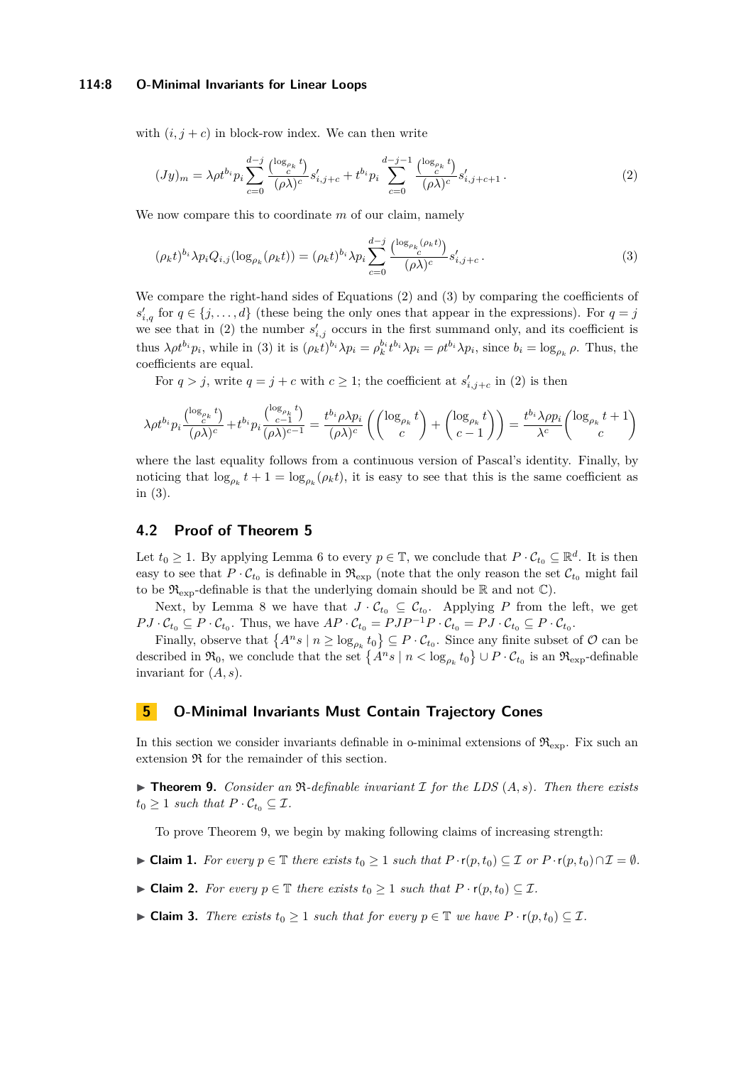with $(i, j+c)$ in block-row index. We can then write

$$(Jy)_m = \lambda\rho t^{b_i} p_i \sum_{c=0}^{d-j} \frac{\binom{\log_{\rho_k} t}{c}}{(\rho\lambda)^c} s'_{i,j+c} + t^{b_i} p_i \sum_{c=0}^{d-j-1} \frac{\binom{\log_{\rho_k} t}{c}}{(\rho\lambda)^c} s'_{i,j+c+1}\,. \tag{2}$$

We now compare this to coordinate $m$ of our claim, namely

$$(\rho_k t)^{b_i} \lambda p_i Q_{i,j}(\log_{\rho_k}(\rho_k t)) = (\rho_k t)^{b_i} \lambda p_i \sum_{c=0}^{d-j} \frac{\binom{\log_{\rho_k}(\rho_k t)}{c}}{(\rho\lambda)^c} s'_{i,j+c}\,. \tag{3}$$

We compare the right-hand sides of Equations (2) and (3) by comparing the coefficients of $s'_{i,q}$ for $q \in \{j, \ldots, d\}$ (these being the only ones that appear in the expressions). For $q = j$ we see that in (2) the number $s'_{i,j}$ occurs in the first summand only, and its coefficient is thus $\lambda\rho t^{b_i} p_i$, while in (3) it is $(\rho_k t)^{b_i} \lambda p_i = \rho_k^{b_i} t^{b_i} \lambda p_i = \rho t^{b_i} \lambda p_i$, since $b_i = \log_{\rho_k} \rho$. Thus, the coefficients are equal.

For $q > j$, write $q = j + c$ with $c \geq 1$; the coefficient at $s'_{i,j+c}$ in (2) is then

$$\lambda\rho t^{b_i} p_i \frac{\binom{\log_{\rho_k} t}{c}}{(\rho\lambda)^c} + t^{b_i} p_i \frac{\binom{\log_{\rho_k} t}{c-1}}{(\rho\lambda)^{c-1}} = \frac{t^{b_i}\rho\lambda p_i}{(\rho\lambda)^c}\left(\binom{\log_{\rho_k} t}{c} + \binom{\log_{\rho_k} t}{c-1}\right) = \frac{t^{b_i}\lambda\rho p_i}{\lambda^c}\binom{\log_{\rho_k} t + 1}{c}$$

where the last equality follows from a continuous version of Pascal's identity. Finally, by noticing that $\log_{\rho_k} t + 1 = \log_{\rho_k}(\rho_k t)$, it is easy to see that this is the same coefficient as in (3).

## 4.2 Proof of Theorem 5

Let $t_0 \geq 1$. By applying Lemma 6 to every $p \in \mathbb{T}$, we conclude that $P \cdot \mathcal{C}_{t_0} \subseteq \mathbb{R}^d$. It is then easy to see that $P \cdot \mathcal{C}_{t_0}$ is definable in $\mathfrak{R}_{\exp}$ (note that the only reason the set $\mathcal{C}_{t_0}$ might fail to be $\mathfrak{R}_{\exp}$-definable is that the underlying domain should be $\mathbb{R}$ and not $\mathbb{C}$).

Next, by Lemma 8 we have that $J \cdot \mathcal{C}_{t_0} \subseteq \mathcal{C}_{t_0}$. Applying $P$ from the left, we get $PJ \cdot \mathcal{C}_{t_0} \subseteq P \cdot \mathcal{C}_{t_0}$. Thus, we have $AP \cdot \mathcal{C}_{t_0} = PJP^{-1}P \cdot \mathcal{C}_{t_0} = PJ \cdot \mathcal{C}_{t_0} \subseteq P \cdot \mathcal{C}_{t_0}$.

Finally, observe that $\left\{A^n s \mid n \geq \log_{\rho_k} t_0\right\} \subseteq P \cdot \mathcal{C}_{t_0}$. Since any finite subset of $\mathcal{O}$ can be described in $\mathfrak{R}_0$, we conclude that the set $\left\{A^n s \mid n < \log_{\rho_k} t_0\right\} \cup P \cdot \mathcal{C}_{t_0}$ is an $\mathfrak{R}_{\exp}$-definable invariant for $(A, s)$.

# 5 O-Minimal Invariants Must Contain Trajectory Cones

In this section we consider invariants definable in o-minimal extensions of $\mathfrak{R}_{\exp}$. Fix such an extension $\mathfrak{R}$ for the remainder of this section.

▶ **Theorem 9.** *Consider an $\mathfrak{R}$-definable invariant $\mathcal{I}$ for the LDS $(A, s)$. Then there exists $t_0 \geq 1$ such that $P \cdot \mathcal{C}_{t_0} \subseteq \mathcal{I}$.*

To prove Theorem 9, we begin by making following claims of increasing strength:

▶ **Claim 1.** *For every $p \in \mathbb{T}$ there exists $t_0 \geq 1$ such that $P \cdot \mathsf{r}(p, t_0) \subseteq \mathcal{I}$ or $P \cdot \mathsf{r}(p, t_0) \cap \mathcal{I} = \emptyset$.*

▶ **Claim 2.** *For every $p \in \mathbb{T}$ there exists $t_0 \geq 1$ such that $P \cdot \mathsf{r}(p, t_0) \subseteq \mathcal{I}$.*

▶ **Claim 3.** *There exists $t_0 \geq 1$ such that for every $p \in \mathbb{T}$ we have $P \cdot \mathsf{r}(p, t_0) \subseteq \mathcal{I}$.*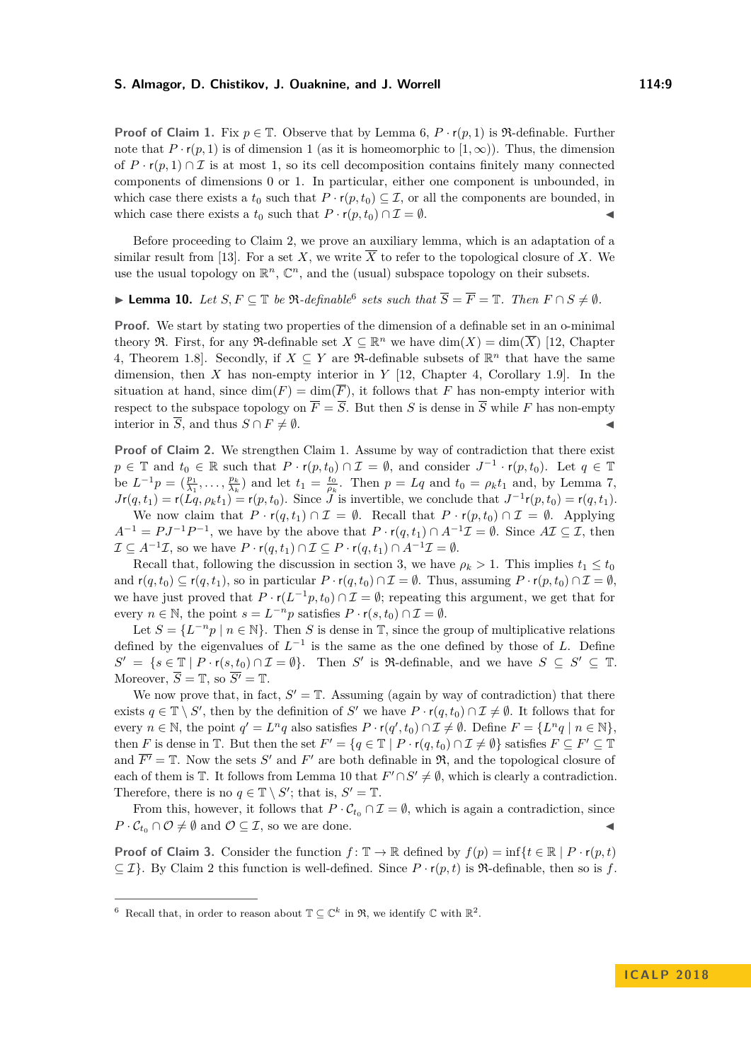**Proof of Claim 1.** Fix $p \in \mathbb{T}$. Observe that by Lemma 6, $P \cdot \mathsf{r}(p, 1)$ is $\mathfrak{R}$-definable. Further note that $P \cdot \mathsf{r}(p, 1)$ is of dimension 1 (as it is homeomorphic to $[1, \infty)$). Thus, the dimension of $P \cdot \mathsf{r}(p, 1) \cap \mathcal{I}$ is at most 1, so its cell decomposition contains finitely many connected components of dimensions 0 or 1. In particular, either one component is unbounded, in which case there exists a $t_0$ such that $P \cdot \mathsf{r}(p, t_0) \subseteq \mathcal{I}$, or all the components are bounded, in which case there exists a $t_0$ such that $P \cdot \mathsf{r}(p, t_0) \cap \mathcal{I} = \emptyset$. ◀

Before proceeding to Claim 2, we prove an auxiliary lemma, which is an adaptation of a similar result from [13]. For a set $X$, we write $\overline{X}$ to refer to the topological closure of $X$. We use the usual topology on $\mathbb{R}^n$, $\mathbb{C}^n$, and the (usual) subspace topology on their subsets.

▶ **Lemma 10.** *Let $S, F \subseteq \mathbb{T}$ be $\mathfrak{R}$-definable*[6] *sets such that $\overline{S} = \overline{F} = \mathbb{T}$. Then $F \cap S \neq \emptyset$.*

**Proof.** We start by stating two properties of the dimension of a definable set in an o-minimal theory $\mathfrak{R}$. First, for any $\mathfrak{R}$-definable set $X \subseteq \mathbb{R}^n$ we have $\dim(X) = \dim(\overline{X})$ [12, Chapter 4, Theorem 1.8]. Secondly, if $X \subseteq Y$ are $\mathfrak{R}$-definable subsets of $\mathbb{R}^n$ that have the same dimension, then $X$ has non-empty interior in $Y$ [12, Chapter 4, Corollary 1.9]. In the situation at hand, since $\dim(F) = \dim(\overline{F})$, it follows that $F$ has non-empty interior with respect to the subspace topology on $\overline{F} = \overline{S}$. But then $S$ is dense in $\overline{S}$ while $F$ has non-empty interior in $\overline{S}$, and thus $S \cap F \neq \emptyset$. ◀

**Proof of Claim 2.** We strengthen Claim 1. Assume by way of contradiction that there exist $p \in \mathbb{T}$ and $t_0 \in \mathbb{R}$ such that $P \cdot \mathsf{r}(p, t_0) \cap \mathcal{I} = \emptyset$, and consider $J^{-1} \cdot \mathsf{r}(p, t_0)$. Let $q \in \mathbb{T}$ be $L^{-1}p = (\frac{p_1}{\lambda_1}, \ldots, \frac{p_k}{\lambda_k})$ and let $t_1 = \frac{t_0}{\rho_k}$. Then $p = Lq$ and $t_0 = \rho_k t_1$ and, by Lemma 7, $J\mathsf{r}(q, t_1) = \mathsf{r}(Lq, \rho_k t_1) = \mathsf{r}(p, t_0)$. Since $J$ is invertible, we conclude that $J^{-1}\mathsf{r}(p, t_0) = \mathsf{r}(q, t_1)$.

We now claim that $P \cdot \mathsf{r}(q, t_1) \cap \mathcal{I} = \emptyset$. Recall that $P \cdot \mathsf{r}(p, t_0) \cap \mathcal{I} = \emptyset$. Applying $A^{-1} = PJ^{-1}P^{-1}$, we have by the above that $P \cdot \mathsf{r}(q, t_1) \cap A^{-1}\mathcal{I} = \emptyset$. Since $A\mathcal{I} \subseteq \mathcal{I}$, then $\mathcal{I} \subseteq A^{-1}\mathcal{I}$, so we have $P \cdot \mathsf{r}(q, t_1) \cap \mathcal{I} \subseteq P \cdot \mathsf{r}(q, t_1) \cap A^{-1}\mathcal{I} = \emptyset$.

Recall that, following the discussion in section 3, we have $\rho_k > 1$. This implies $t_1 \leq t_0$ and $\mathsf{r}(q, t_0) \subseteq \mathsf{r}(q, t_1)$, so in particular $P \cdot \mathsf{r}(q, t_0) \cap \mathcal{I} = \emptyset$. Thus, assuming $P \cdot \mathsf{r}(p, t_0) \cap \mathcal{I} = \emptyset$, we have just proved that $P \cdot \mathsf{r}(L^{-1}p, t_0) \cap \mathcal{I} = \emptyset$; repeating this argument, we get that for every $n \in \mathbb{N}$, the point $s = L^{-n}p$ satisfies $P \cdot \mathsf{r}(s, t_0) \cap \mathcal{I} = \emptyset$.

Let $S = \{L^{-n}p \mid n \in \mathbb{N}\}$. Then $S$ is dense in $\mathbb{T}$, since the group of multiplicative relations defined by the eigenvalues of $L^{-1}$ is the same as the one defined by those of $L$. Define $S' = \{s \in \mathbb{T} \mid P \cdot \mathsf{r}(s, t_0) \cap \mathcal{I} = \emptyset\}$. Then $S'$ is $\mathfrak{R}$-definable, and we have $S \subseteq S' \subseteq \mathbb{T}$. Moreover, $\overline{S} = \mathbb{T}$, so $\overline{S'} = \mathbb{T}$.

We now prove that, in fact, $S' = \mathbb{T}$. Assuming (again by way of contradiction) that there exists $q \in \mathbb{T} \setminus S'$, then by the definition of $S'$ we have $P \cdot \mathsf{r}(q, t_0) \cap \mathcal{I} \neq \emptyset$. It follows that for every $n \in \mathbb{N}$, the point $q' = L^n q$ also satisfies $P \cdot \mathsf{r}(q', t_0) \cap \mathcal{I} \neq \emptyset$. Define $F = \{L^n q \mid n \in \mathbb{N}\}$, then $F$ is dense in $\mathbb{T}$. But then the set $F' = \{q \in \mathbb{T} \mid P \cdot \mathsf{r}(q, t_0) \cap \mathcal{I} \neq \emptyset\}$ satisfies $F \subseteq F' \subseteq \mathbb{T}$ and $\overline{F'} = \mathbb{T}$. Now the sets $S'$ and $F'$ are both definable in $\mathfrak{R}$, and the topological closure of each of them is $\mathbb{T}$. It follows from Lemma 10 that $F' \cap S' \neq \emptyset$, which is clearly a contradiction. Therefore, there is no $q \in \mathbb{T} \setminus S'$; that is, $S' = \mathbb{T}$.

From this, however, it follows that $P \cdot \mathcal{C}_{t_0} \cap \mathcal{I} = \emptyset$, which is again a contradiction, since $P \cdot \mathcal{C}_{t_0} \cap \mathcal{O} \neq \emptyset$ and $\mathcal{O} \subseteq \mathcal{I}$, so we are done. ◀

**Proof of Claim 3.** Consider the function $f \colon \mathbb{T} \to \mathbb{R}$ defined by $f(p) = \inf\{t \in \mathbb{R} \mid P \cdot \mathsf{r}(p, t) \subseteq \mathcal{I}\}$. By Claim 2 this function is well-defined. Since $P \cdot \mathsf{r}(p, t)$ is $\mathfrak{R}$-definable, then so is $f$.

---

[6] Recall that, in order to reason about $\mathbb{T} \subseteq \mathbb{C}^k$ in $\mathfrak{R}$, we identify $\mathbb{C}$ with $\mathbb{R}^2$.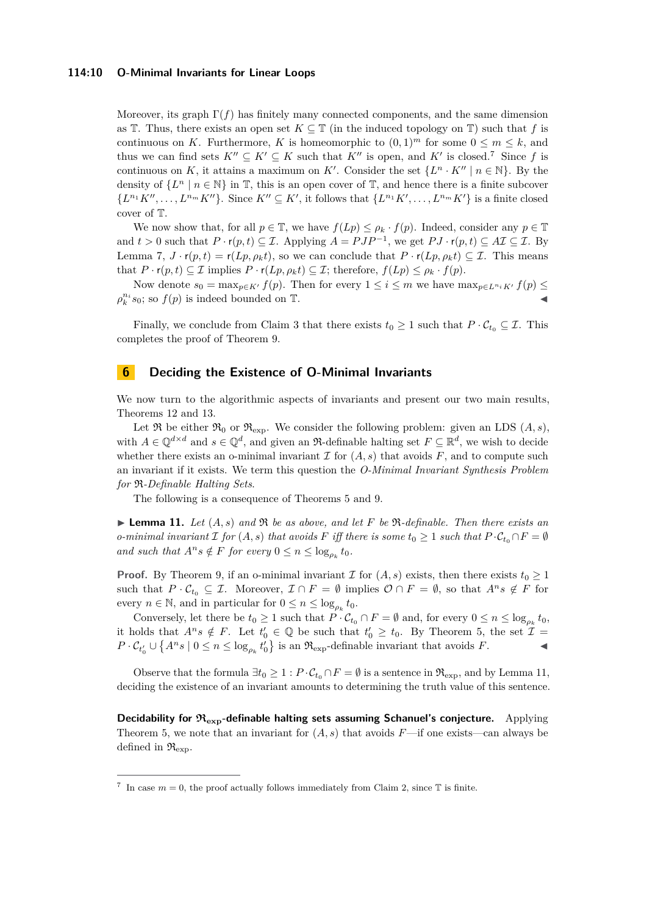Moreover, its graph $\Gamma(f)$ has finitely many connected components, and the same dimension as $\mathbb{T}$. Thus, there exists an open set $K \subseteq \mathbb{T}$ (in the induced topology on $\mathbb{T}$) such that $f$ is continuous on $K$. Furthermore, $K$ is homeomorphic to $(0,1)^m$ for some $0 \leq m \leq k$, and thus we can find sets $K'' \subseteq K' \subseteq K$ such that $K''$ is open, and $K'$ is closed.[7] Since $f$ is continuous on $K$, it attains a maximum on $K'$. Consider the set $\{L^n \cdot K'' \mid n \in \mathbb{N}\}$. By the density of $\{L^n \mid n \in \mathbb{N}\}$ in $\mathbb{T}$, this is an open cover of $\mathbb{T}$, and hence there is a finite subcover $\{L^{n_1}K'', \ldots, L^{n_m}K''\}$. Since $K'' \subseteq K'$, it follows that $\{L^{n_1}K', \ldots, L^{n_m}K'\}$ is a finite closed cover of $\mathbb{T}$.

We now show that, for all $p \in \mathbb{T}$, we have $f(Lp) \leq \rho_k \cdot f(p)$. Indeed, consider any $p \in \mathbb{T}$ and $t > 0$ such that $P \cdot \mathsf{r}(p,t) \subseteq \mathcal{I}$. Applying $A = PJP^{-1}$, we get $PJ \cdot \mathsf{r}(p,t) \subseteq A\mathcal{I} \subseteq \mathcal{I}$. By Lemma 7, $J \cdot \mathsf{r}(p,t) = \mathsf{r}(Lp, \rho_k t)$, so we can conclude that $P \cdot \mathsf{r}(Lp, \rho_k t) \subseteq \mathcal{I}$. This means that $P \cdot \mathsf{r}(p,t) \subseteq \mathcal{I}$ implies $P \cdot \mathsf{r}(Lp, \rho_k t) \subseteq \mathcal{I}$; therefore, $f(Lp) \leq \rho_k \cdot f(p)$.

Now denote $s_0 = \max_{p \in K'} f(p)$. Then for every $1 \leq i \leq m$ we have $\max_{p \in L^{n_i}K'} f(p) \leq \rho_k^{n_i} s_0$; so $f(p)$ is indeed bounded on $\mathbb{T}$. ◀

Finally, we conclude from Claim 3 that there exists $t_0 \geq 1$ such that $P \cdot \mathcal{C}_{t_0} \subseteq \mathcal{I}$. This completes the proof of Theorem 9.

## 6 Deciding the Existence of O-Minimal Invariants

We now turn to the algorithmic aspects of invariants and present our two main results, Theorems 12 and 13.

Let $\mathfrak{R}$ be either $\mathfrak{R}_0$ or $\mathfrak{R}_{\exp}$. We consider the following problem: given an LDS $(A, s)$, with $A \in \mathbb{Q}^{d \times d}$ and $s \in \mathbb{Q}^d$, and given an $\mathfrak{R}$-definable halting set $F \subseteq \mathbb{R}^d$, we wish to decide whether there exists an o-minimal invariant $\mathcal{I}$ for $(A, s)$ that avoids $F$, and to compute such an invariant if it exists. We term this question the *O-Minimal Invariant Synthesis Problem for $\mathfrak{R}$-Definable Halting Sets.*

The following is a consequence of Theorems 5 and 9.

▶ **Lemma 11.** *Let $(A, s)$ and $\mathfrak{R}$ be as above, and let $F$ be $\mathfrak{R}$-definable. Then there exists an o-minimal invariant $\mathcal{I}$ for $(A, s)$ that avoids $F$ iff there is some $t_0 \geq 1$ such that $P \cdot \mathcal{C}_{t_0} \cap F = \emptyset$ and such that $A^n s \notin F$ for every $0 \leq n \leq \log_{\rho_k} t_0$.*

**Proof.** By Theorem 9, if an o-minimal invariant $\mathcal{I}$ for $(A, s)$ exists, then there exists $t_0 \geq 1$ such that $P \cdot \mathcal{C}_{t_0} \subseteq \mathcal{I}$. Moreover, $\mathcal{I} \cap F = \emptyset$ implies $\mathcal{O} \cap F = \emptyset$, so that $A^n s \notin F$ for every $n \in \mathbb{N}$, and in particular for $0 \leq n \leq \log_{\rho_k} t_0$.

Conversely, let there be $t_0 \geq 1$ such that $P \cdot \mathcal{C}_{t_0} \cap F = \emptyset$ and, for every $0 \leq n \leq \log_{\rho_k} t_0$, it holds that $A^n s \notin F$. Let $t'_0 \in \mathbb{Q}$ be such that $t'_0 \geq t_0$. By Theorem 5, the set $\mathcal{I} = P \cdot \mathcal{C}_{t'_0} \cup \left\{A^n s \mid 0 \leq n \leq \log_{\rho_k} t'_0\right\}$ is an $\mathfrak{R}_{\exp}$-definable invariant that avoids $F$. ◀

Observe that the formula $\exists t_0 \geq 1 : P \cdot \mathcal{C}_{t_0} \cap F = \emptyset$ is a sentence in $\mathfrak{R}_{\exp}$, and by Lemma 11, deciding the existence of an invariant amounts to determining the truth value of this sentence.

**Decidability for $\mathfrak{R}_{\exp}$-definable halting sets assuming Schanuel's conjecture.** Applying Theorem 5, we note that an invariant for $(A, s)$ that avoids $F$—if one exists—can always be defined in $\mathfrak{R}_{\exp}$.

[7] In case $m = 0$, the proof actually follows immediately from Claim 2, since $\mathbb{T}$ is finite.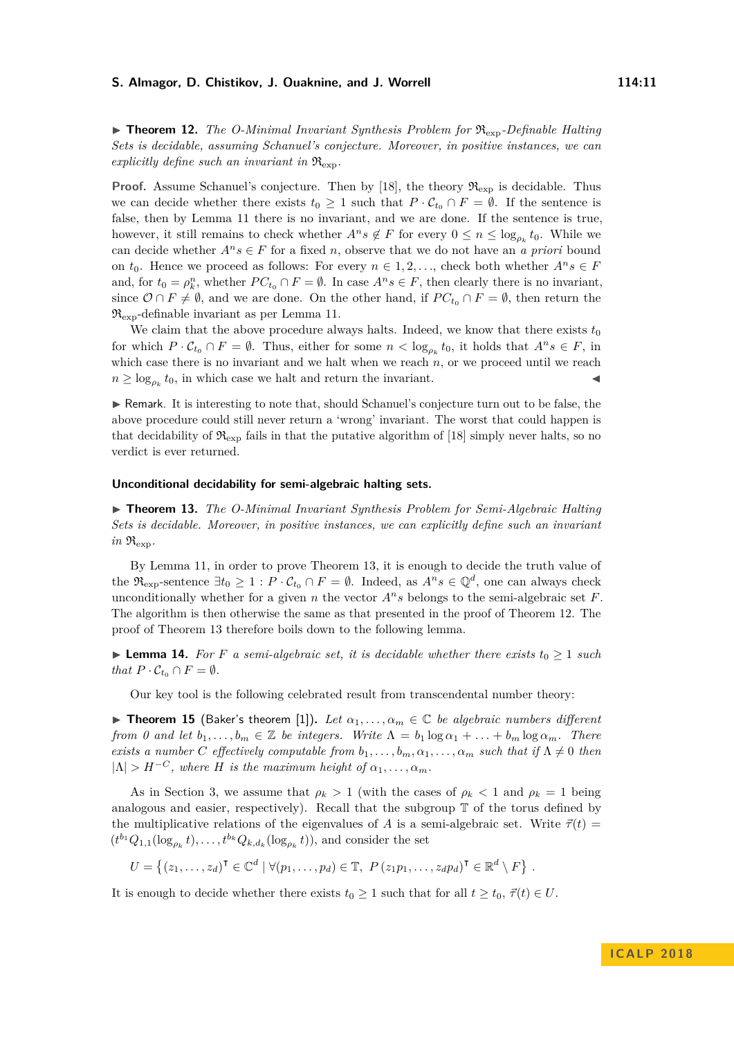▶ **Theorem 12.** *The O-Minimal Invariant Synthesis Problem for $\mathfrak{R}_{\exp}$-Definable Halting Sets is decidable, assuming Schanuel's conjecture. Moreover, in positive instances, we can explicitly define such an invariant in $\mathfrak{R}_{\exp}$.*

**Proof.** Assume Schanuel's conjecture. Then by [18], the theory $\mathfrak{R}_{\exp}$ is decidable. Thus we can decide whether there exists $t_0 \geq 1$ such that $P \cdot \mathcal{C}_{t_0} \cap F = \emptyset$. If the sentence is false, then by Lemma 11 there is no invariant, and we are done. If the sentence is true, however, it still remains to check whether $A^n s \notin F$ for every $0 \leq n \leq \log_{\rho_k} t_0$. While we can decide whether $A^n s \in F$ for a fixed $n$, observe that we do not have an *a priori* bound on $t_0$. Hence we proceed as follows: For every $n \in 1, 2, \ldots$, check both whether $A^n s \in F$ and, for $t_0 = \rho_k^n$, whether $PC_{t_0} \cap F = \emptyset$. In case $A^n s \in F$, then clearly there is no invariant, since $\mathcal{O} \cap F \neq \emptyset$, and we are done. On the other hand, if $PC_{t_0} \cap F = \emptyset$, then return the $\mathfrak{R}_{\exp}$-definable invariant as per Lemma 11.

We claim that the above procedure always halts. Indeed, we know that there exists $t_0$ for which $P \cdot \mathcal{C}_{t_0} \cap F = \emptyset$. Thus, either for some $n < \log_{\rho_k} t_0$, it holds that $A^n s \in F$, in which case there is no invariant and we halt when we reach $n$, or we proceed until we reach $n \geq \log_{\rho_k} t_0$, in which case we halt and return the invariant. ◀

▶ Remark. It is interesting to note that, should Schanuel's conjecture turn out to be false, the above procedure could still never return a 'wrong' invariant. The worst that could happen is that decidability of $\mathfrak{R}_{\exp}$ fails in that the putative algorithm of [18] simply never halts, so no verdict is ever returned.

### Unconditional decidability for semi-algebraic halting sets.

▶ **Theorem 13.** *The O-Minimal Invariant Synthesis Problem for Semi-Algebraic Halting Sets is decidable. Moreover, in positive instances, we can explicitly define such an invariant in $\mathfrak{R}_{\exp}$.*

By Lemma 11, in order to prove Theorem 13, it is enough to decide the truth value of the $\mathfrak{R}_{\exp}$-sentence $\exists t_0 \geq 1 : P \cdot \mathcal{C}_{t_0} \cap F = \emptyset$. Indeed, as $A^n s \in \mathbb{Q}^d$, one can always check unconditionally whether for a given $n$ the vector $A^n s$ belongs to the semi-algebraic set $F$. The algorithm is then otherwise the same as that presented in the proof of Theorem 12. The proof of Theorem 13 therefore boils down to the following lemma.

▶ **Lemma 14.** *For $F$ a semi-algebraic set, it is decidable whether there exists $t_0 \geq 1$ such that $P \cdot \mathcal{C}_{t_0} \cap F = \emptyset$.*

Our key tool is the following celebrated result from transcendental number theory:

▶ **Theorem 15** (Baker's theorem [1]). *Let $\alpha_1, \ldots, \alpha_m \in \mathbb{C}$ be algebraic numbers different from 0 and let $b_1, \ldots, b_m \in \mathbb{Z}$ be integers. Write $\Lambda = b_1 \log \alpha_1 + \ldots + b_m \log \alpha_m$. There exists a number $C$ effectively computable from $b_1, \ldots, b_m, \alpha_1, \ldots, \alpha_m$ such that if $\Lambda \neq 0$ then $|\Lambda| > H^{-C}$, where $H$ is the maximum height of $\alpha_1, \ldots, \alpha_m$.*

As in Section 3, we assume that $\rho_k > 1$ (with the cases of $\rho_k < 1$ and $\rho_k = 1$ being analogous and easier, respectively). Recall that the subgroup $\mathbb{T}$ of the torus defined by the multiplicative relations of the eigenvalues of $A$ is a semi-algebraic set. Write $\vec{r}(t) = (t^{b_1} Q_{1,1}(\log_{\rho_k} t), \ldots, t^{b_k} Q_{k,d_k}(\log_{\rho_k} t))$, and consider the set

$$U = \left\{ (z_1, \ldots, z_d)^\intercal \in \mathbb{C}^d \mid \forall (p_1, \ldots, p_d) \in \mathbb{T},\ P\,(z_1 p_1, \ldots, z_d p_d)^\intercal \in \mathbb{R}^d \setminus F \right\} .$$

It is enough to decide whether there exists $t_0 \geq 1$ such that for all $t \geq t_0$, $\vec{r}(t) \in U$.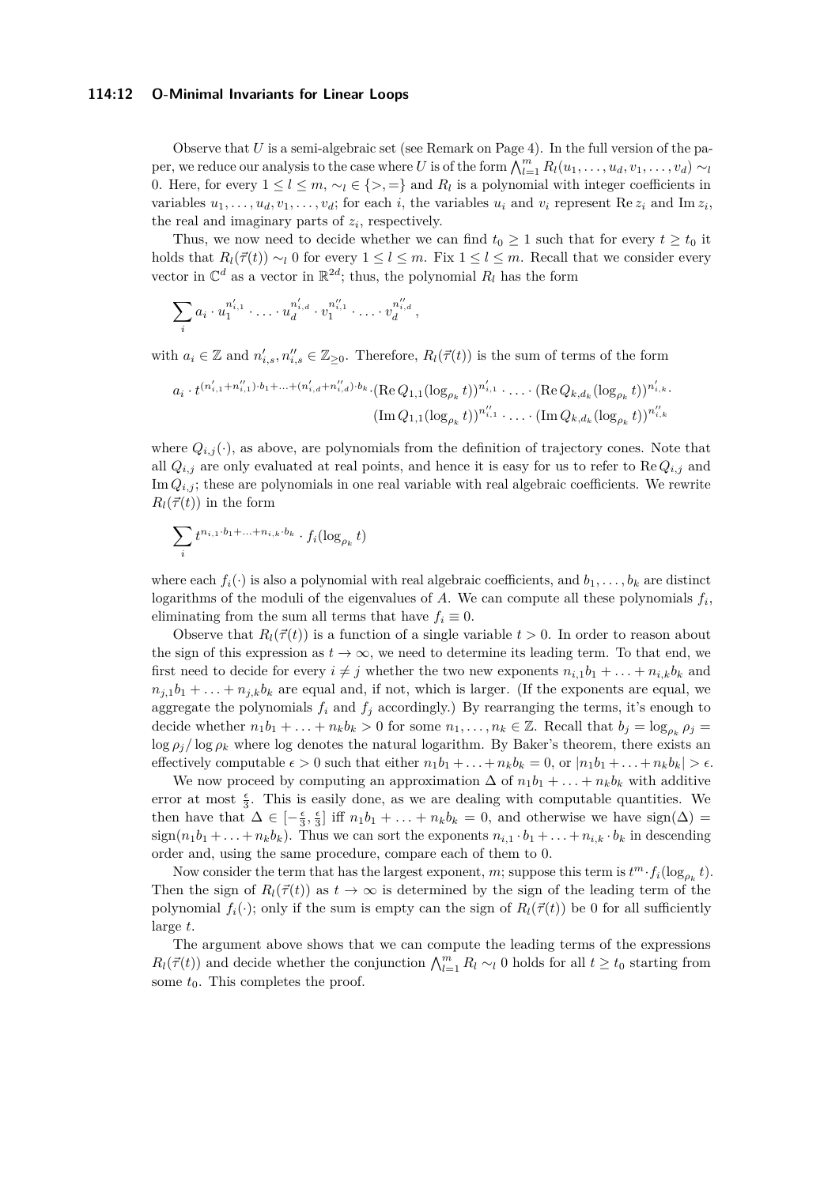Observe that $U$ is a semi-algebraic set (see Remark on Page 4). In the full version of the paper, we reduce our analysis to the case where $U$ is of the form $\bigwedge_{l=1}^{m} R_l(u_1, \ldots, u_d, v_1, \ldots, v_d) \sim_l 0$. Here, for every $1 \leq l \leq m$, $\sim_l \in \{>, =\}$ and $R_l$ is a polynomial with integer coefficients in variables $u_1, \ldots, u_d, v_1, \ldots, v_d$; for each $i$, the variables $u_i$ and $v_i$ represent $\operatorname{Re} z_i$ and $\operatorname{Im} z_i$, the real and imaginary parts of $z_i$, respectively.

Thus, we now need to decide whether we can find $t_0 \geq 1$ such that for every $t \geq t_0$ it holds that $R_l(\vec{\tau}(t)) \sim_l 0$ for every $1 \leq l \leq m$. Fix $1 \leq l \leq m$. Recall that we consider every vector in $\mathbb{C}^d$ as a vector in $\mathbb{R}^{2d}$; thus, the polynomial $R_l$ has the form

$$\sum_i a_i \cdot u_1^{n'_{i,1}} \cdot \ldots \cdot u_d^{n'_{i,d}} \cdot v_1^{n''_{i,1}} \cdot \ldots \cdot v_d^{n''_{i,d}},$$

with $a_i \in \mathbb{Z}$ and $n'_{i,s}, n''_{i,s} \in \mathbb{Z}_{\geq 0}$. Therefore, $R_l(\vec{\tau}(t))$ is the sum of terms of the form

$$a_i \cdot t^{(n'_{i,1}+n''_{i,1})\cdot b_1 + \ldots + (n'_{i,d}+n''_{i,d})\cdot b_k} \cdot (\operatorname{Re} Q_{1,1}(\log_{\rho_k} t))^{n'_{i,1}} \cdot \ldots \cdot (\operatorname{Re} Q_{k,d_k}(\log_{\rho_k} t))^{n'_{i,k}} \cdot (\operatorname{Im} Q_{1,1}(\log_{\rho_k} t))^{n''_{i,1}} \cdot \ldots \cdot (\operatorname{Im} Q_{k,d_k}(\log_{\rho_k} t))^{n''_{i,k}}$$

where $Q_{i,j}(\cdot)$, as above, are polynomials from the definition of trajectory cones. Note that all $Q_{i,j}$ are only evaluated at real points, and hence it is easy for us to refer to $\operatorname{Re} Q_{i,j}$ and $\operatorname{Im} Q_{i,j}$; these are polynomials in one real variable with real algebraic coefficients. We rewrite $R_l(\vec{\tau}(t))$ in the form

$$\sum_i t^{n_{i,1}\cdot b_1 + \ldots + n_{i,k}\cdot b_k} \cdot f_i(\log_{\rho_k} t)$$

where each $f_i(\cdot)$ is also a polynomial with real algebraic coefficients, and $b_1, \ldots, b_k$ are distinct logarithms of the moduli of the eigenvalues of $A$. We can compute all these polynomials $f_i$, eliminating from the sum all terms that have $f_i \equiv 0$.

Observe that $R_l(\vec{\tau}(t))$ is a function of a single variable $t > 0$. In order to reason about the sign of this expression as $t \to \infty$, we need to determine its leading term. To that end, we first need to decide for every $i \neq j$ whether the two new exponents $n_{i,1}b_1 + \ldots + n_{i,k}b_k$ and $n_{j,1}b_1 + \ldots + n_{j,k}b_k$ are equal and, if not, which is larger. (If the exponents are equal, we aggregate the polynomials $f_i$ and $f_j$ accordingly.) By rearranging the terms, it's enough to decide whether $n_1b_1 + \ldots + n_kb_k > 0$ for some $n_1, \ldots, n_k \in \mathbb{Z}$. Recall that $b_j = \log_{\rho_k} \rho_j = \log \rho_j / \log \rho_k$ where log denotes the natural logarithm. By Baker's theorem, there exists an effectively computable $\epsilon > 0$ such that either $n_1b_1 + \ldots + n_kb_k = 0$, or $|n_1b_1 + \ldots + n_kb_k| > \epsilon$.

We now proceed by computing an approximation $\Delta$ of $n_1b_1 + \ldots + n_kb_k$ with additive error at most $\frac{\epsilon}{3}$. This is easily done, as we are dealing with computable quantities. We then have that $\Delta \in [-\frac{\epsilon}{3}, \frac{\epsilon}{3}]$ iff $n_1b_1 + \ldots + n_kb_k = 0$, and otherwise we have $\operatorname{sign}(\Delta) = \operatorname{sign}(n_1b_1 + \ldots + n_kb_k)$. Thus we can sort the exponents $n_{i,1}\cdot b_1 + \ldots + n_{i,k}\cdot b_k$ in descending order and, using the same procedure, compare each of them to 0.

Now consider the term that has the largest exponent, $m$; suppose this term is $t^m \cdot f_i(\log_{\rho_k} t)$. Then the sign of $R_l(\vec{\tau}(t))$ as $t \to \infty$ is determined by the sign of the leading term of the polynomial $f_i(\cdot)$; only if the sum is empty can the sign of $R_l(\vec{\tau}(t))$ be 0 for all sufficiently large $t$.

The argument above shows that we can compute the leading terms of the expressions $R_l(\vec{\tau}(t))$ and decide whether the conjunction $\bigwedge_{l=1}^{m} R_l \sim_l 0$ holds for all $t \geq t_0$ starting from some $t_0$. This completes the proof.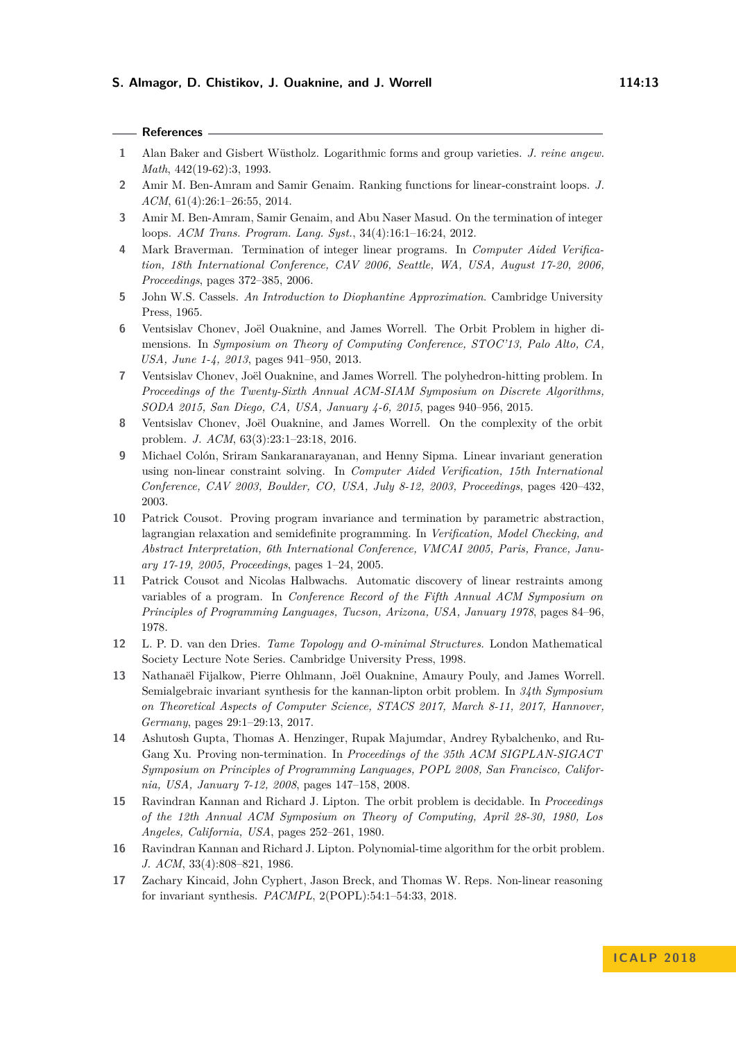## References

1. Alan Baker and Gisbert Wüstholz. Logarithmic forms and group varieties. *J. reine angew. Math*, 442(19-62):3, 1993.
2. Amir M. Ben-Amram and Samir Genaim. Ranking functions for linear-constraint loops. *J. ACM*, 61(4):26:1–26:55, 2014.
3. Amir M. Ben-Amram, Samir Genaim, and Abu Naser Masud. On the termination of integer loops. *ACM Trans. Program. Lang. Syst.*, 34(4):16:1–16:24, 2012.
4. Mark Braverman. Termination of integer linear programs. In *Computer Aided Verification, 18th International Conference, CAV 2006, Seattle, WA, USA, August 17-20, 2006, Proceedings*, pages 372–385, 2006.
5. John W.S. Cassels. *An Introduction to Diophantine Approximation*. Cambridge University Press, 1965.
6. Ventsislav Chonev, Joël Ouaknine, and James Worrell. The Orbit Problem in higher dimensions. In *Symposium on Theory of Computing Conference, STOC'13, Palo Alto, CA, USA, June 1-4, 2013*, pages 941–950, 2013.
7. Ventsislav Chonev, Joël Ouaknine, and James Worrell. The polyhedron-hitting problem. In *Proceedings of the Twenty-Sixth Annual ACM-SIAM Symposium on Discrete Algorithms, SODA 2015, San Diego, CA, USA, January 4-6, 2015*, pages 940–956, 2015.
8. Ventsislav Chonev, Joël Ouaknine, and James Worrell. On the complexity of the orbit problem. *J. ACM*, 63(3):23:1–23:18, 2016.
9. Michael Colón, Sriram Sankaranarayanan, and Henny Sipma. Linear invariant generation using non-linear constraint solving. In *Computer Aided Verification, 15th International Conference, CAV 2003, Boulder, CO, USA, July 8-12, 2003, Proceedings*, pages 420–432, 2003.
10. Patrick Cousot. Proving program invariance and termination by parametric abstraction, lagrangian relaxation and semidefinite programming. In *Verification, Model Checking, and Abstract Interpretation, 6th International Conference, VMCAI 2005, Paris, France, January 17-19, 2005, Proceedings*, pages 1–24, 2005.
11. Patrick Cousot and Nicolas Halbwachs. Automatic discovery of linear restraints among variables of a program. In *Conference Record of the Fifth Annual ACM Symposium on Principles of Programming Languages, Tucson, Arizona, USA, January 1978*, pages 84–96, 1978.
12. L. P. D. van den Dries. *Tame Topology and O-minimal Structures*. London Mathematical Society Lecture Note Series. Cambridge University Press, 1998.
13. Nathanaël Fijalkow, Pierre Ohlmann, Joël Ouaknine, Amaury Pouly, and James Worrell. Semialgebraic invariant synthesis for the kannan-lipton orbit problem. In *34th Symposium on Theoretical Aspects of Computer Science, STACS 2017, March 8-11, 2017, Hannover, Germany*, pages 29:1–29:13, 2017.
14. Ashutosh Gupta, Thomas A. Henzinger, Rupak Majumdar, Andrey Rybalchenko, and Ru-Gang Xu. Proving non-termination. In *Proceedings of the 35th ACM SIGPLAN-SIGACT Symposium on Principles of Programming Languages, POPL 2008, San Francisco, California, USA, January 7-12, 2008*, pages 147–158, 2008.
15. Ravindran Kannan and Richard J. Lipton. The orbit problem is decidable. In *Proceedings of the 12th Annual ACM Symposium on Theory of Computing, April 28-30, 1980, Los Angeles, California, USA*, pages 252–261, 1980.
16. Ravindran Kannan and Richard J. Lipton. Polynomial-time algorithm for the orbit problem. *J. ACM*, 33(4):808–821, 1986.
17. Zachary Kincaid, John Cyphert, Jason Breck, and Thomas W. Reps. Non-linear reasoning for invariant synthesis. *PACMPL*, 2(POPL):54:1–54:33, 2018.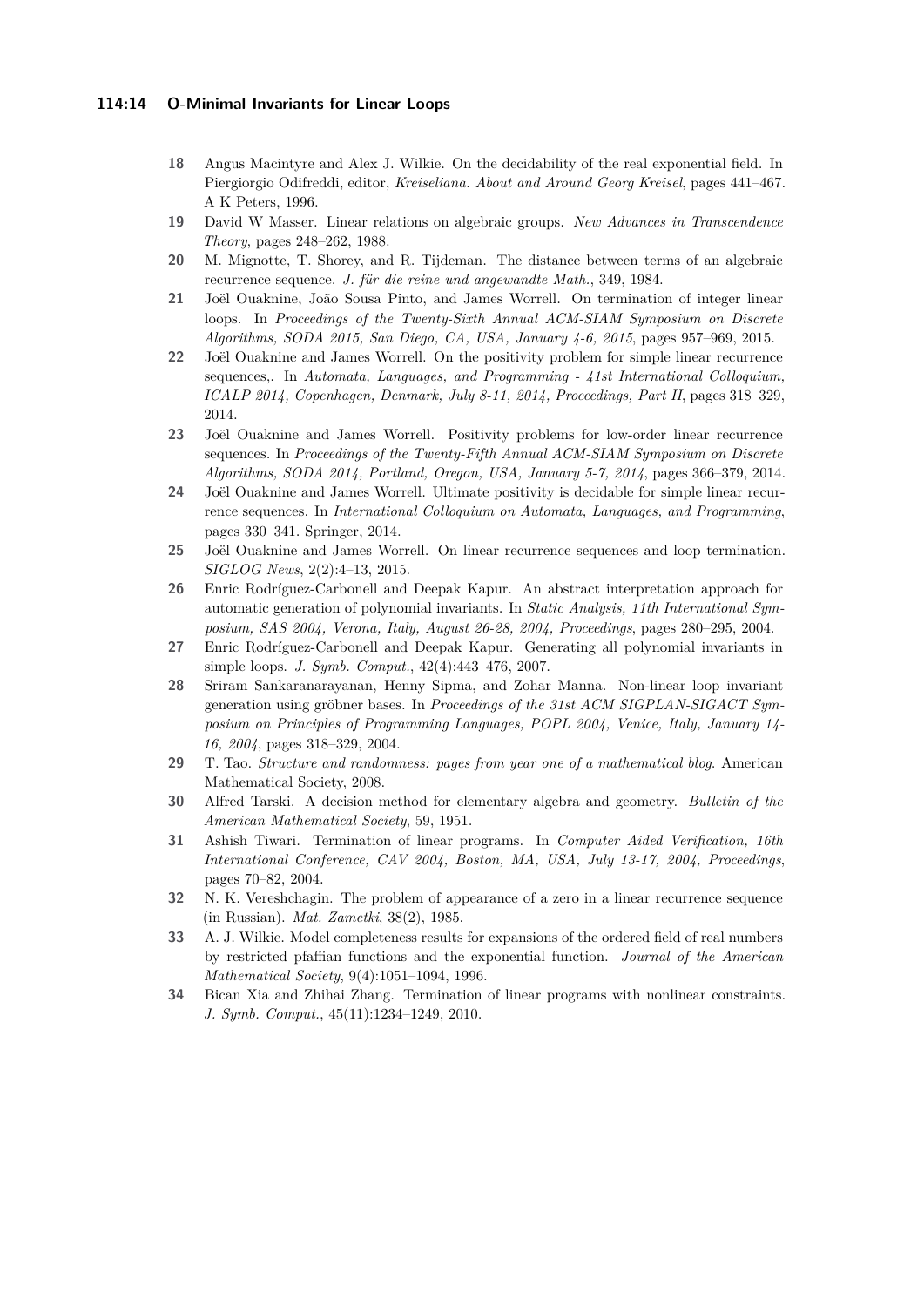18 Angus Macintyre and Alex J. Wilkie. On the decidability of the real exponential field. In Piergiorgio Odifreddi, editor, *Kreiseliana. About and Around Georg Kreisel*, pages 441–467. A K Peters, 1996.

19 David W Masser. Linear relations on algebraic groups. *New Advances in Transcendence Theory*, pages 248–262, 1988.

20 M. Mignotte, T. Shorey, and R. Tijdeman. The distance between terms of an algebraic recurrence sequence. *J. für die reine und angewandte Math.*, 349, 1984.

21 Joël Ouaknine, João Sousa Pinto, and James Worrell. On termination of integer linear loops. In *Proceedings of the Twenty-Sixth Annual ACM-SIAM Symposium on Discrete Algorithms, SODA 2015, San Diego, CA, USA, January 4-6, 2015*, pages 957–969, 2015.

22 Joël Ouaknine and James Worrell. On the positivity problem for simple linear recurrence sequences,. In *Automata, Languages, and Programming - 41st International Colloquium, ICALP 2014, Copenhagen, Denmark, July 8-11, 2014, Proceedings, Part II*, pages 318–329, 2014.

23 Joël Ouaknine and James Worrell. Positivity problems for low-order linear recurrence sequences. In *Proceedings of the Twenty-Fifth Annual ACM-SIAM Symposium on Discrete Algorithms, SODA 2014, Portland, Oregon, USA, January 5-7, 2014*, pages 366–379, 2014.

24 Joël Ouaknine and James Worrell. Ultimate positivity is decidable for simple linear recurrence sequences. In *International Colloquium on Automata, Languages, and Programming*, pages 330–341. Springer, 2014.

25 Joël Ouaknine and James Worrell. On linear recurrence sequences and loop termination. *SIGLOG News*, 2(2):4–13, 2015.

26 Enric Rodríguez-Carbonell and Deepak Kapur. An abstract interpretation approach for automatic generation of polynomial invariants. In *Static Analysis, 11th International Symposium, SAS 2004, Verona, Italy, August 26-28, 2004, Proceedings*, pages 280–295, 2004.

27 Enric Rodríguez-Carbonell and Deepak Kapur. Generating all polynomial invariants in simple loops. *J. Symb. Comput.*, 42(4):443–476, 2007.

28 Sriram Sankaranarayanan, Henny Sipma, and Zohar Manna. Non-linear loop invariant generation using gröbner bases. In *Proceedings of the 31st ACM SIGPLAN-SIGACT Symposium on Principles of Programming Languages, POPL 2004, Venice, Italy, January 14-16, 2004*, pages 318–329, 2004.

29 T. Tao. *Structure and randomness: pages from year one of a mathematical blog*. American Mathematical Society, 2008.

30 Alfred Tarski. A decision method for elementary algebra and geometry. *Bulletin of the American Mathematical Society*, 59, 1951.

31 Ashish Tiwari. Termination of linear programs. In *Computer Aided Verification, 16th International Conference, CAV 2004, Boston, MA, USA, July 13-17, 2004, Proceedings*, pages 70–82, 2004.

32 N. K. Vereshchagin. The problem of appearance of a zero in a linear recurrence sequence (in Russian). *Mat. Zametki*, 38(2), 1985.

33 A. J. Wilkie. Model completeness results for expansions of the ordered field of real numbers by restricted pfaffian functions and the exponential function. *Journal of the American Mathematical Society*, 9(4):1051–1094, 1996.

34 Bican Xia and Zhihai Zhang. Termination of linear programs with nonlinear constraints. *J. Symb. Comput.*, 45(11):1234–1249, 2010.